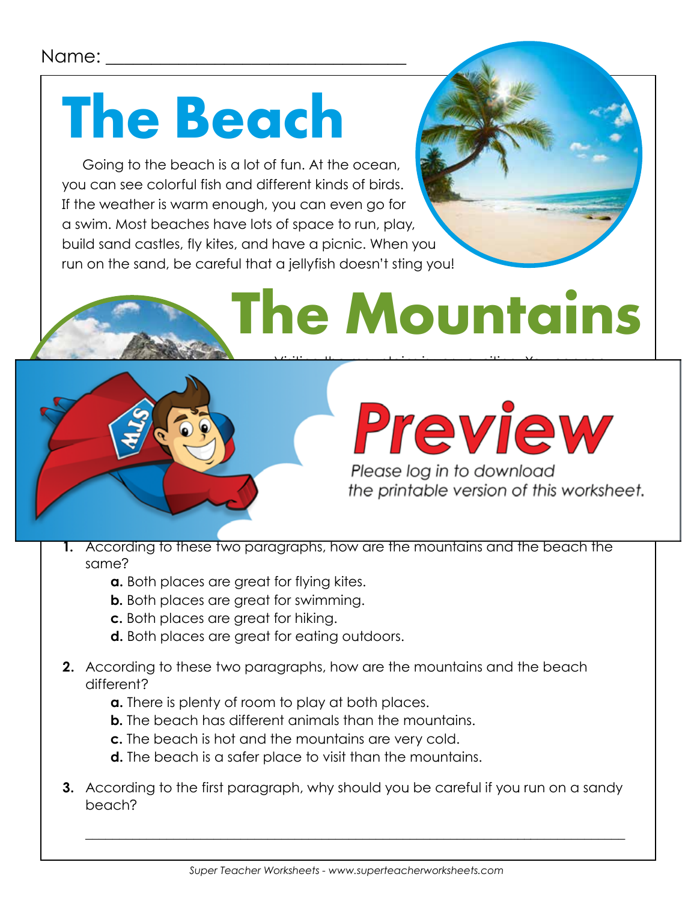Name: ______________________________

# The Beach

Going to the beach is a lot of fun. At the ocean, you can see colorful fish and different kinds of birds. If the weather is warm enough, you can even go for a swim. Most beaches have lots of space to run, play, build sand castles, fly kites, and have a picnic. When you run on the sand, be careful that a jellyfish doesn't sting you!

# The Mountains

**Preview**

*Please log in to download the printable version of this worksheet.*

**1.** According to these two paragraphs, how are the mountains and the beach the same?

- **a.** Both places are great for flying kites.
- **b.** Both places are great for swimming.
- **c.** Both places are great for hiking.
- **d.** Both places are great for eating outdoors.

**2.** According to these two paragraphs, how are the mountains and the beach different?

- **a.** There is plenty of room to play at both places.
- **b.** The beach has different animals than the mountains.
- **c.** The beach is hot and the mountains are very cold.
- **d.** The beach is a safer place to visit than the mountains.

**3.** According to the first paragraph, why should you be careful if you run on a sandy beach?

________________________________________________________________

*Super Teacher Worksheets - www.superteacherworksheets.com*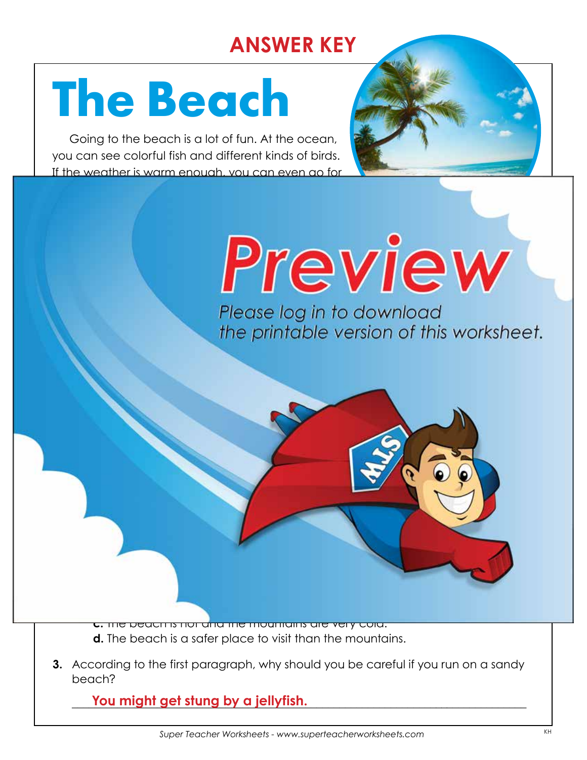ANSWER KEY

# The Beach

Going to the beach is a lot of fun. At the ocean, you can see colorful fish and different kinds of birds. If the weather is warm enough, you can even go for

Preview

Please log in to download the printable version of this worksheet.

**c.** The beach is hot and the mountains are very cold.

**d.** The beach is a safer place to visit than the mountains.

**3.** According to the first paragraph, why should you be careful if you run on a sandy beach?

**You might get stung by a jellyfish.**